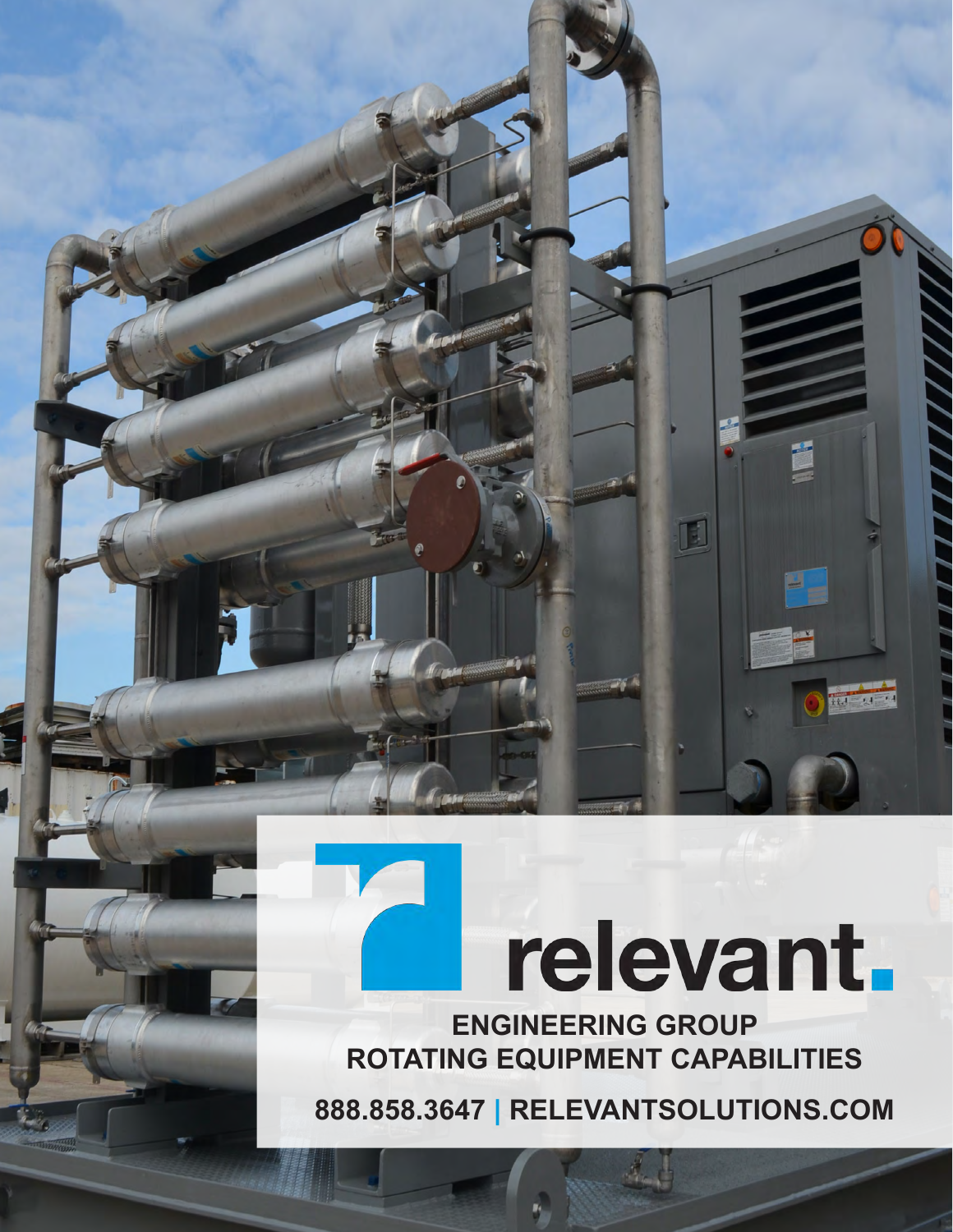# relevant.

## ENGINEERING GROUP
## ROTATING EQUIPMENT CAPABILITIES

**888.858.3647 | RELEVANTSOLUTIONS.COM**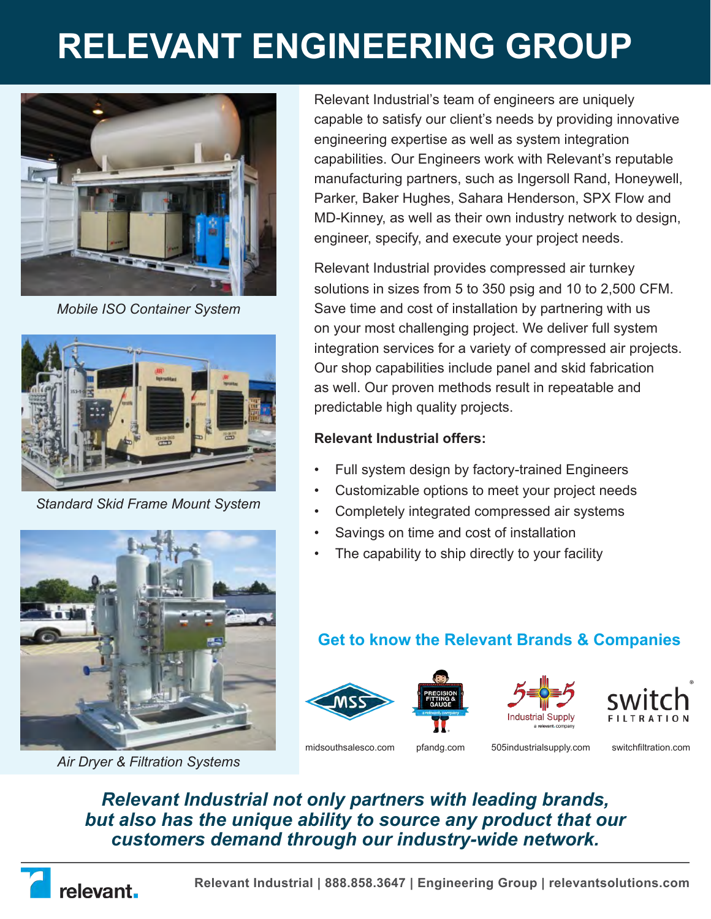# RELEVANT ENGINEERING GROUP

*Mobile ISO Container System*

*Standard Skid Frame Mount System*

*Air Dryer & Filtration Systems*

Relevant Industrial's team of engineers are uniquely capable to satisfy our client's needs by providing innovative engineering expertise as well as system integration capabilities. Our Engineers work with Relevant's reputable manufacturing partners, such as Ingersoll Rand, Honeywell, Parker, Baker Hughes, Sahara Henderson, SPX Flow and MD-Kinney, as well as their own industry network to design, engineer, specify, and execute your project needs.

Relevant Industrial provides compressed air turnkey solutions in sizes from 5 to 350 psig and 10 to 2,500 CFM. Save time and cost of installation by partnering with us on your most challenging project. We deliver full system integration services for a variety of compressed air projects. Our shop capabilities include panel and skid fabrication as well. Our proven methods result in repeatable and predictable high quality projects.

**Relevant Industrial offers:**

- Full system design by factory-trained Engineers
- Customizable options to meet your project needs
- Completely integrated compressed air systems
- Savings on time and cost of installation
- The capability to ship directly to your facility

## Get to know the Relevant Brands & Companies

midsouthsalesco.com | pfandg.com | 505industrialsupply.com | switchfiltration.com

***Relevant Industrial not only partners with leading brands, but also has the unique ability to source any product that our customers demand through our industry-wide network.***

**Relevant Industrial | 888.858.3647 | Engineering Group | relevantsolutions.com**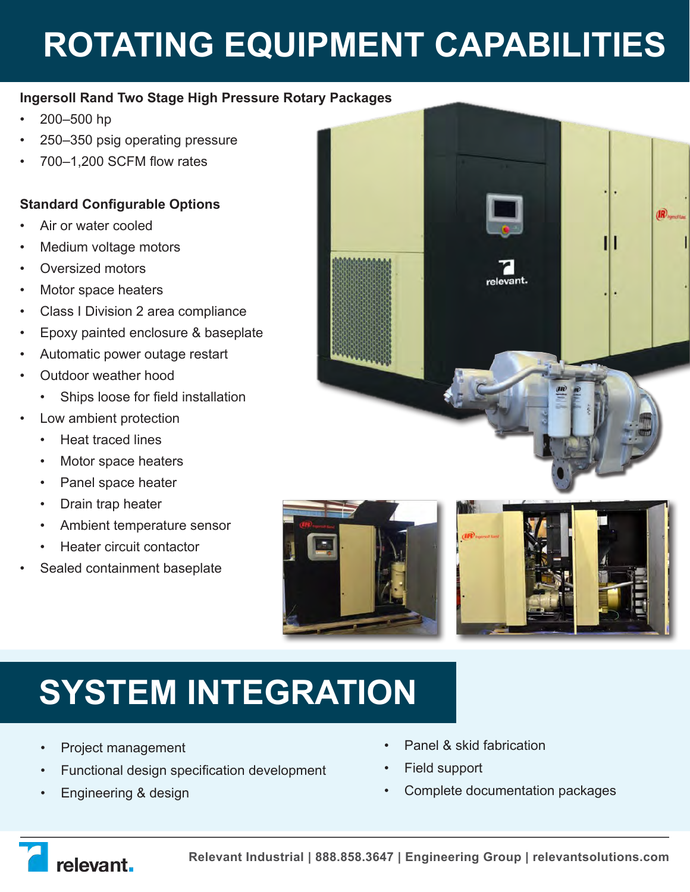# ROTATING EQUIPMENT CAPABILITIES

**Ingersoll Rand Two Stage High Pressure Rotary Packages**

- 200–500 hp
- 250–350 psig operating pressure
- 700–1,200 SCFM flow rates

**Standard Configurable Options**

- Air or water cooled
- Medium voltage motors
- Oversized motors
- Motor space heaters
- Class I Division 2 area compliance
- Epoxy painted enclosure & baseplate
- Automatic power outage restart
- Outdoor weather hood
    - Ships loose for field installation
- Low ambient protection
    - Heat traced lines
    - Motor space heaters
    - Panel space heater
    - Drain trap heater
    - Ambient temperature sensor
    - Heater circuit contactor
- Sealed containment baseplate

# SYSTEM INTEGRATION

- Project management
- Functional design specification development
- Engineering & design
- Panel & skid fabrication
- Field support
- Complete documentation packages

Relevant Industrial | 888.858.3647 | Engineering Group | relevantsolutions.com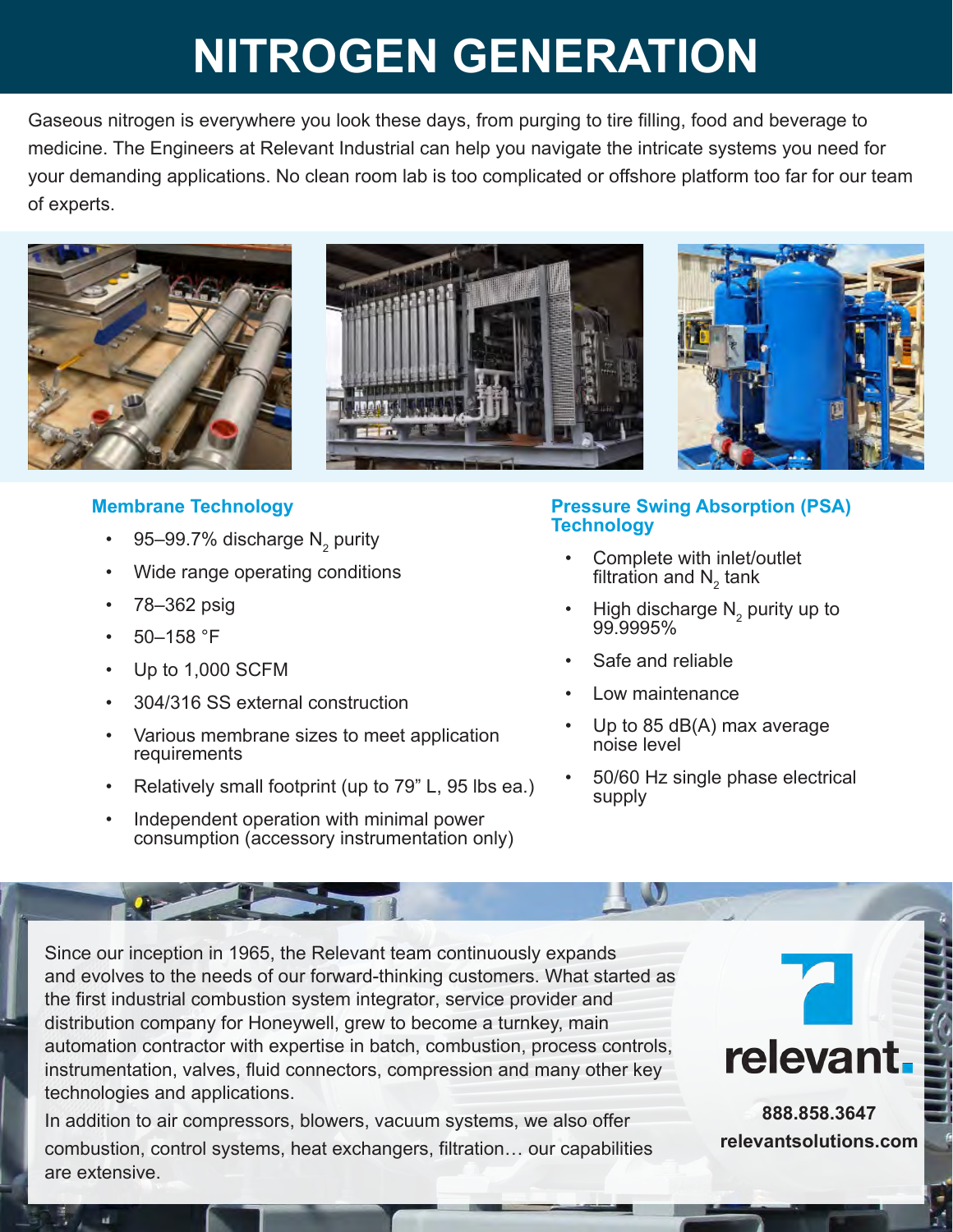# NITROGEN GENERATION

Gaseous nitrogen is everywhere you look these days, from purging to tire filling, food and beverage to medicine. The Engineers at Relevant Industrial can help you navigate the intricate systems you need for your demanding applications. No clean room lab is too complicated or offshore platform too far for our team of experts.

### Membrane Technology

- 95–99.7% discharge $N_2$ purity
- Wide range operating conditions
- 78–362 psig
- 50–158 °F
- Up to 1,000 SCFM
- 304/316 SS external construction
- Various membrane sizes to meet application requirements
- Relatively small footprint (up to 79" L, 95 lbs ea.)
- Independent operation with minimal power consumption (accessory instrumentation only)

### Pressure Swing Absorption (PSA) Technology

- Complete with inlet/outlet filtration and $N_2$ tank
- High discharge $N_2$ purity up to 99.9995%
- Safe and reliable
- Low maintenance
- Up to 85 dB(A) max average noise level
- 50/60 Hz single phase electrical supply

Since our inception in 1965, the Relevant team continuously expands and evolves to the needs of our forward-thinking customers. What started as the first industrial combustion system integrator, service provider and distribution company for Honeywell, grew to become a turnkey, main automation contractor with expertise in batch, combustion, process controls, instrumentation, valves, fluid connectors, compression and many other key technologies and applications.

In addition to air compressors, blowers, vacuum systems, we also offer combustion, control systems, heat exchangers, filtration… our capabilities are extensive.

relevant.

**888.858.3647**

**relevantsolutions.com**